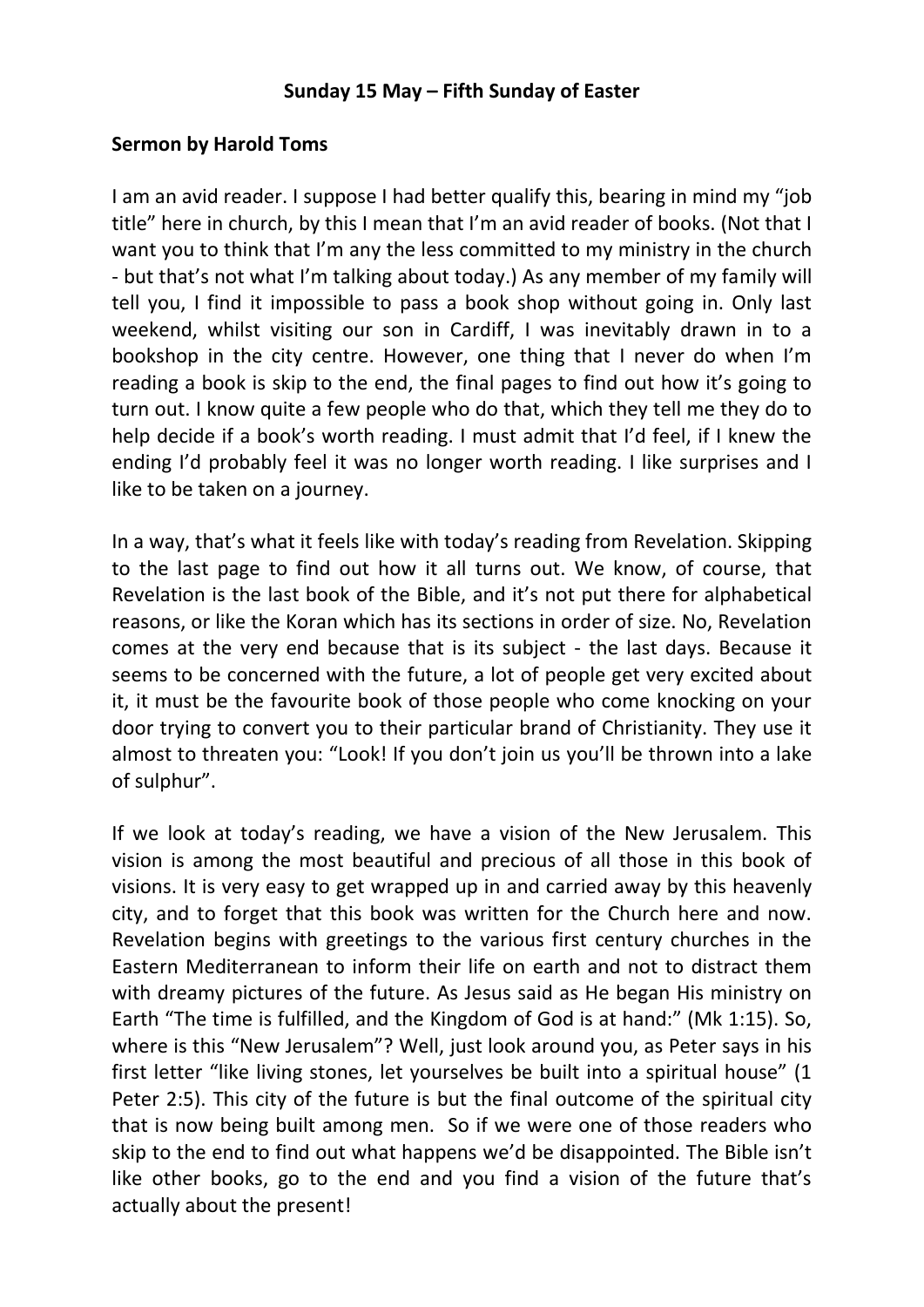**Sunday 15 May – Fifth Sunday of Easter**

**Sermon by Harold Toms**

I am an avid reader. I suppose I had better qualify this, bearing in mind my "job title" here in church, by this I mean that I'm an avid reader of books. (Not that I want you to think that I'm any the less committed to my ministry in the church - but that's not what I'm talking about today.) As any member of my family will tell you, I find it impossible to pass a book shop without going in. Only last weekend, whilst visiting our son in Cardiff, I was inevitably drawn in to a bookshop in the city centre. However, one thing that I never do when I'm reading a book is skip to the end, the final pages to find out how it's going to turn out. I know quite a few people who do that, which they tell me they do to help decide if a book's worth reading. I must admit that I'd feel, if I knew the ending I'd probably feel it was no longer worth reading. I like surprises and I like to be taken on a journey.

In a way, that's what it feels like with today's reading from Revelation. Skipping to the last page to find out how it all turns out. We know, of course, that Revelation is the last book of the Bible, and it's not put there for alphabetical reasons, or like the Koran which has its sections in order of size. No, Revelation comes at the very end because that is its subject - the last days. Because it seems to be concerned with the future, a lot of people get very excited about it, it must be the favourite book of those people who come knocking on your door trying to convert you to their particular brand of Christianity. They use it almost to threaten you: "Look! If you don't join us you'll be thrown into a lake of sulphur".

If we look at today's reading, we have a vision of the New Jerusalem. This vision is among the most beautiful and precious of all those in this book of visions. It is very easy to get wrapped up in and carried away by this heavenly city, and to forget that this book was written for the Church here and now. Revelation begins with greetings to the various first century churches in the Eastern Mediterranean to inform their life on earth and not to distract them with dreamy pictures of the future. As Jesus said as He began His ministry on Earth "The time is fulfilled, and the Kingdom of God is at hand:" (Mk 1:15). So, where is this "New Jerusalem"? Well, just look around you, as Peter says in his first letter "like living stones, let yourselves be built into a spiritual house" (1 Peter 2:5). This city of the future is but the final outcome of the spiritual city that is now being built among men. So if we were one of those readers who skip to the end to find out what happens we'd be disappointed. The Bible isn't like other books, go to the end and you find a vision of the future that's actually about the present!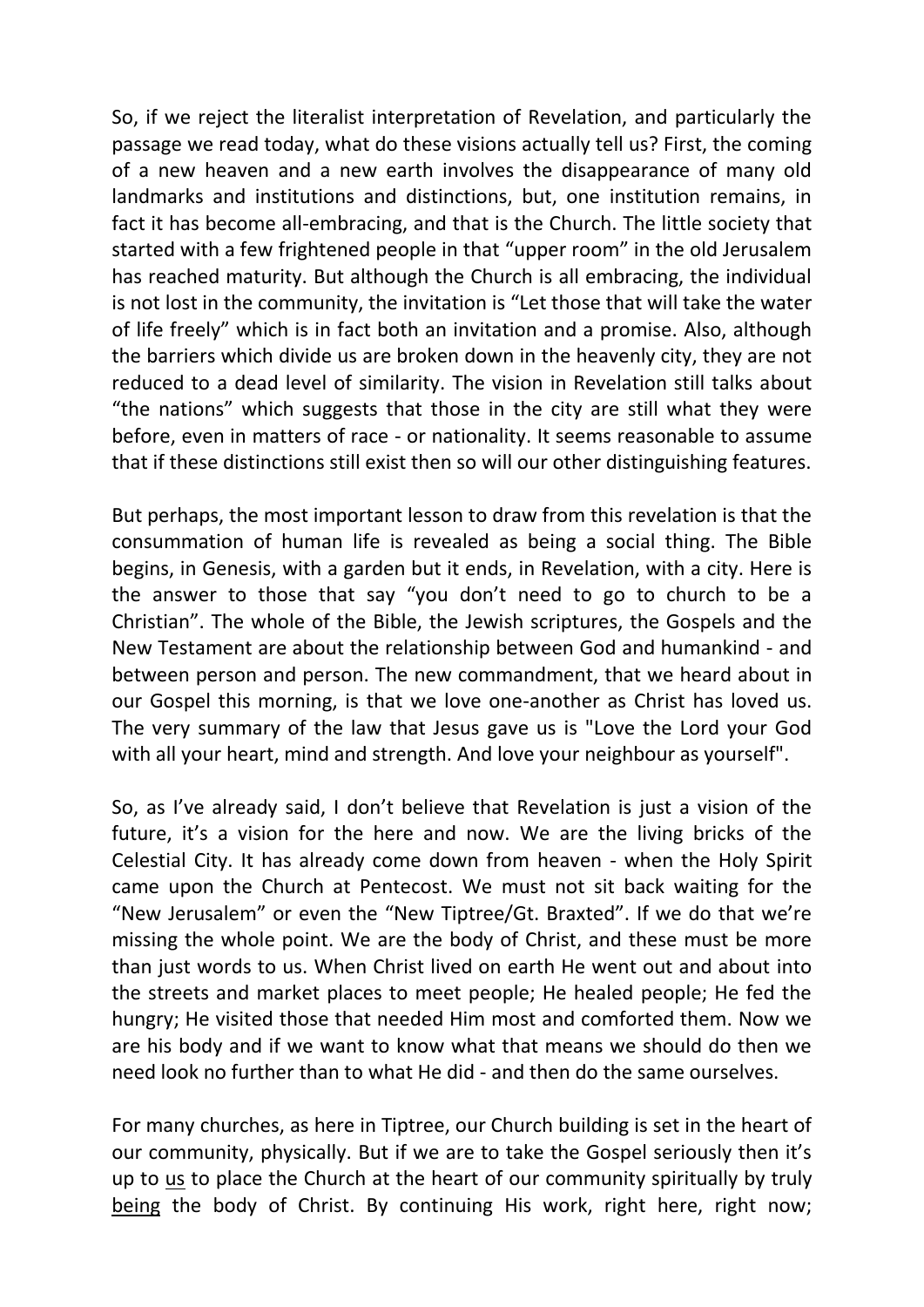So, if we reject the literalist interpretation of Revelation, and particularly the passage we read today, what do these visions actually tell us? First, the coming of a new heaven and a new earth involves the disappearance of many old landmarks and institutions and distinctions, but, one institution remains, in fact it has become all-embracing, and that is the Church. The little society that started with a few frightened people in that "upper room" in the old Jerusalem has reached maturity. But although the Church is all embracing, the individual is not lost in the community, the invitation is "Let those that will take the water of life freely" which is in fact both an invitation and a promise. Also, although the barriers which divide us are broken down in the heavenly city, they are not reduced to a dead level of similarity. The vision in Revelation still talks about "the nations" which suggests that those in the city are still what they were before, even in matters of race - or nationality. It seems reasonable to assume that if these distinctions still exist then so will our other distinguishing features.

But perhaps, the most important lesson to draw from this revelation is that the consummation of human life is revealed as being a social thing. The Bible begins, in Genesis, with a garden but it ends, in Revelation, with a city. Here is the answer to those that say "you don't need to go to church to be a Christian". The whole of the Bible, the Jewish scriptures, the Gospels and the New Testament are about the relationship between God and humankind - and between person and person. The new commandment, that we heard about in our Gospel this morning, is that we love one-another as Christ has loved us. The very summary of the law that Jesus gave us is "Love the Lord your God with all your heart, mind and strength. And love your neighbour as yourself".

So, as I've already said, I don't believe that Revelation is just a vision of the future, it's a vision for the here and now. We are the living bricks of the Celestial City. It has already come down from heaven - when the Holy Spirit came upon the Church at Pentecost. We must not sit back waiting for the "New Jerusalem" or even the "New Tiptree/Gt. Braxted". If we do that we're missing the whole point. We are the body of Christ, and these must be more than just words to us. When Christ lived on earth He went out and about into the streets and market places to meet people; He healed people; He fed the hungry; He visited those that needed Him most and comforted them. Now we are his body and if we want to know what that means we should do then we need look no further than to what He did - and then do the same ourselves.

For many churches, as here in Tiptree, our Church building is set in the heart of our community, physically. But if we are to take the Gospel seriously then it's up to <u>us</u> to place the Church at the heart of our community spiritually by truly <u>being</u> the body of Christ. By continuing His work, right here, right now;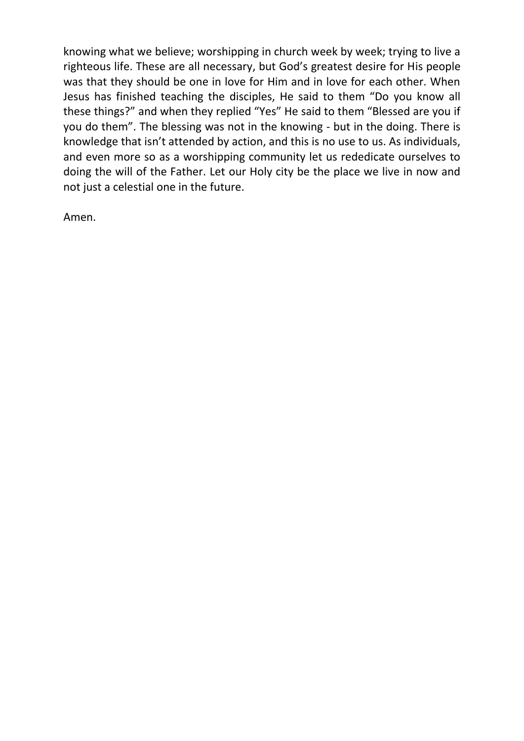knowing what we believe; worshipping in church week by week; trying to live a righteous life. These are all necessary, but God's greatest desire for His people was that they should be one in love for Him and in love for each other. When Jesus has finished teaching the disciples, He said to them "Do you know all these things?" and when they replied "Yes" He said to them "Blessed are you if you do them". The blessing was not in the knowing - but in the doing. There is knowledge that isn't attended by action, and this is no use to us. As individuals, and even more so as a worshipping community let us rededicate ourselves to doing the will of the Father. Let our Holy city be the place we live in now and not just a celestial one in the future.

Amen.